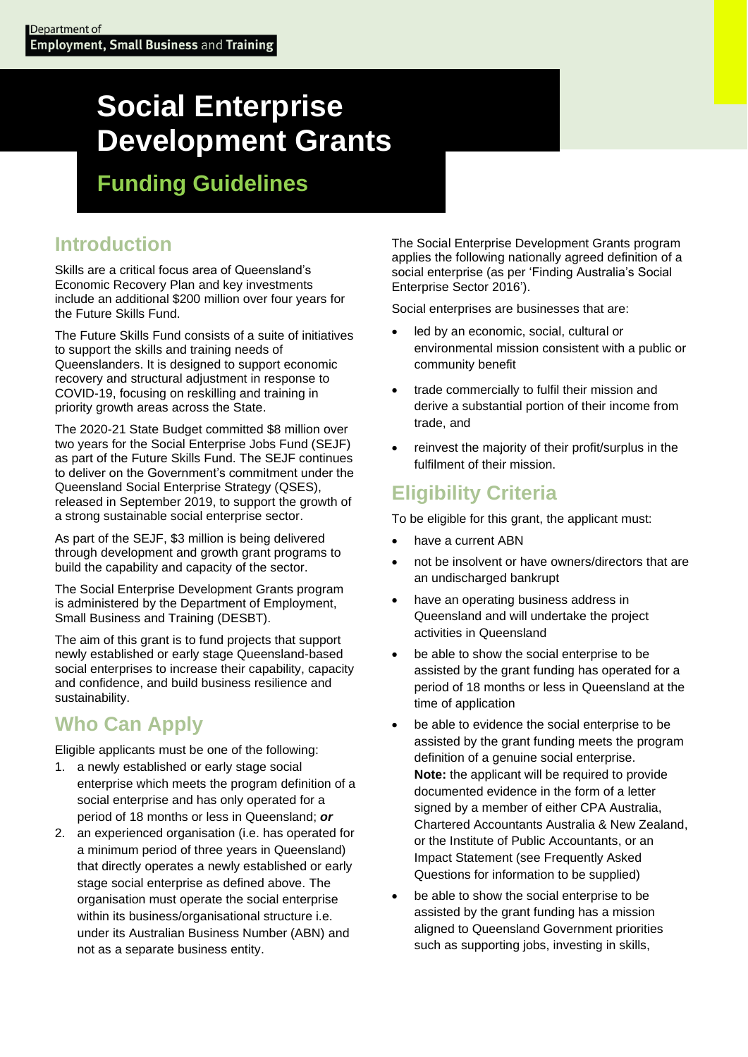Department of
**Employment, Small Business and Training**

# Social Enterprise Development Grants

## Funding Guidelines

## Introduction

Skills are a critical focus area of Queensland's Economic Recovery Plan and key investments include an additional $200 million over four years for the Future Skills Fund.

The Future Skills Fund consists of a suite of initiatives to support the skills and training needs of Queenslanders. It is designed to support economic recovery and structural adjustment in response to COVID-19, focusing on reskilling and training in priority growth areas across the State.

The 2020-21 State Budget committed $8 million over two years for the Social Enterprise Jobs Fund (SEJF) as part of the Future Skills Fund. The SEJF continues to deliver on the Government's commitment under the Queensland Social Enterprise Strategy (QSES), released in September 2019, to support the growth of a strong sustainable social enterprise sector.

As part of the SEJF, $3 million is being delivered through development and growth grant programs to build the capability and capacity of the sector.

The Social Enterprise Development Grants program is administered by the Department of Employment, Small Business and Training (DESBT).

The aim of this grant is to fund projects that support newly established or early stage Queensland-based social enterprises to increase their capability, capacity and confidence, and build business resilience and sustainability.

## Who Can Apply

Eligible applicants must be one of the following:

1. a newly established or early stage social enterprise which meets the program definition of a social enterprise and has only operated for a period of 18 months or less in Queensland; ***or***
2. an experienced organisation (i.e. has operated for a minimum period of three years in Queensland) that directly operates a newly established or early stage social enterprise as defined above. The organisation must operate the social enterprise within its business/organisational structure i.e. under its Australian Business Number (ABN) and not as a separate business entity.

The Social Enterprise Development Grants program applies the following nationally agreed definition of a social enterprise (as per 'Finding Australia's Social Enterprise Sector 2016').

Social enterprises are businesses that are:

- led by an economic, social, cultural or environmental mission consistent with a public or community benefit
- trade commercially to fulfil their mission and derive a substantial portion of their income from trade, and
- reinvest the majority of their profit/surplus in the fulfilment of their mission.

## Eligibility Criteria

To be eligible for this grant, the applicant must:

- have a current ABN
- not be insolvent or have owners/directors that are an undischarged bankrupt
- have an operating business address in Queensland and will undertake the project activities in Queensland
- be able to show the social enterprise to be assisted by the grant funding has operated for a period of 18 months or less in Queensland at the time of application
- be able to evidence the social enterprise to be assisted by the grant funding meets the program definition of a genuine social enterprise. **Note:** the applicant will be required to provide documented evidence in the form of a letter signed by a member of either CPA Australia, Chartered Accountants Australia & New Zealand, or the Institute of Public Accountants, or an Impact Statement (see Frequently Asked Questions for information to be supplied)
- be able to show the social enterprise to be assisted by the grant funding has a mission aligned to Queensland Government priorities such as supporting jobs, investing in skills,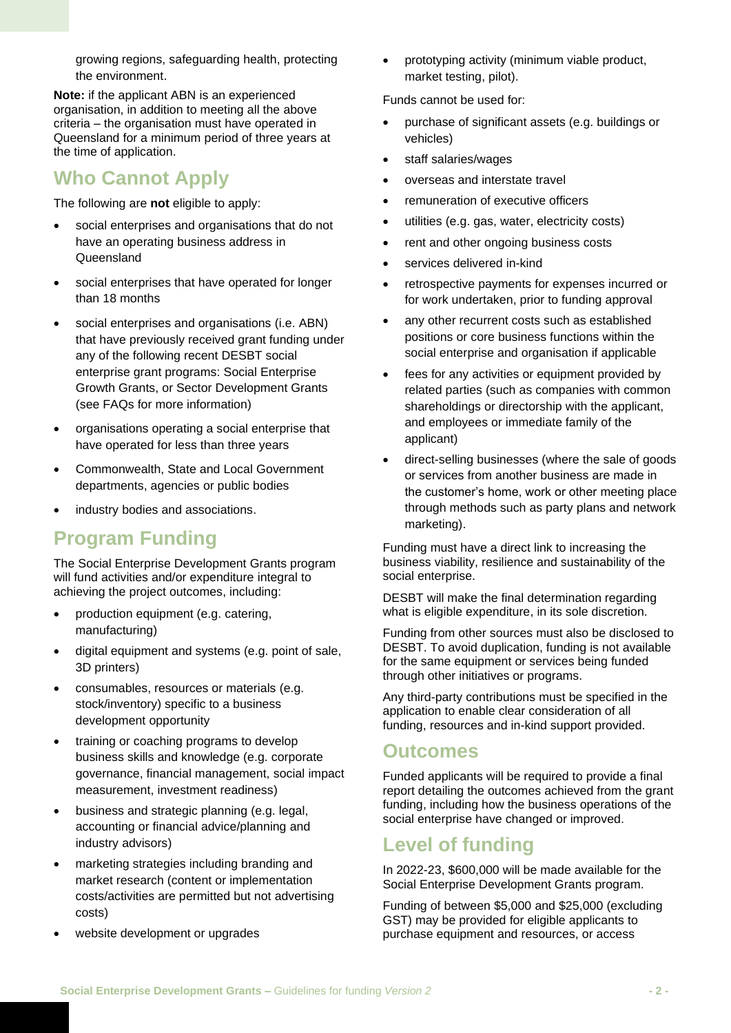growing regions, safeguarding health, protecting the environment.

**Note:** if the applicant ABN is an experienced organisation, in addition to meeting all the above criteria – the organisation must have operated in Queensland for a minimum period of three years at the time of application.

## Who Cannot Apply

The following are **not** eligible to apply:

- social enterprises and organisations that do not have an operating business address in Queensland
- social enterprises that have operated for longer than 18 months
- social enterprises and organisations (i.e. ABN) that have previously received grant funding under any of the following recent DESBT social enterprise grant programs: Social Enterprise Growth Grants, or Sector Development Grants (see FAQs for more information)
- organisations operating a social enterprise that have operated for less than three years
- Commonwealth, State and Local Government departments, agencies or public bodies
- industry bodies and associations.

## Program Funding

The Social Enterprise Development Grants program will fund activities and/or expenditure integral to achieving the project outcomes, including:

- production equipment (e.g. catering, manufacturing)
- digital equipment and systems (e.g. point of sale, 3D printers)
- consumables, resources or materials (e.g. stock/inventory) specific to a business development opportunity
- training or coaching programs to develop business skills and knowledge (e.g. corporate governance, financial management, social impact measurement, investment readiness)
- business and strategic planning (e.g. legal, accounting or financial advice/planning and industry advisors)
- marketing strategies including branding and market research (content or implementation costs/activities are permitted but not advertising costs)
- website development or upgrades
- prototyping activity (minimum viable product, market testing, pilot).

Funds cannot be used for:

- purchase of significant assets (e.g. buildings or vehicles)
- staff salaries/wages
- overseas and interstate travel
- remuneration of executive officers
- utilities (e.g. gas, water, electricity costs)
- rent and other ongoing business costs
- services delivered in-kind
- retrospective payments for expenses incurred or for work undertaken, prior to funding approval
- any other recurrent costs such as established positions or core business functions within the social enterprise and organisation if applicable
- fees for any activities or equipment provided by related parties (such as companies with common shareholdings or directorship with the applicant, and employees or immediate family of the applicant)
- direct-selling businesses (where the sale of goods or services from another business are made in the customer's home, work or other meeting place through methods such as party plans and network marketing).

Funding must have a direct link to increasing the business viability, resilience and sustainability of the social enterprise.

DESBT will make the final determination regarding what is eligible expenditure, in its sole discretion.

Funding from other sources must also be disclosed to DESBT. To avoid duplication, funding is not available for the same equipment or services being funded through other initiatives or programs.

Any third-party contributions must be specified in the application to enable clear consideration of all funding, resources and in-kind support provided.

## Outcomes

Funded applicants will be required to provide a final report detailing the outcomes achieved from the grant funding, including how the business operations of the social enterprise have changed or improved.

## Level of funding

In 2022-23, $600,000 will be made available for the Social Enterprise Development Grants program.

Funding of between $5,000 and $25,000 (excluding GST) may be provided for eligible applicants to purchase equipment and resources, or access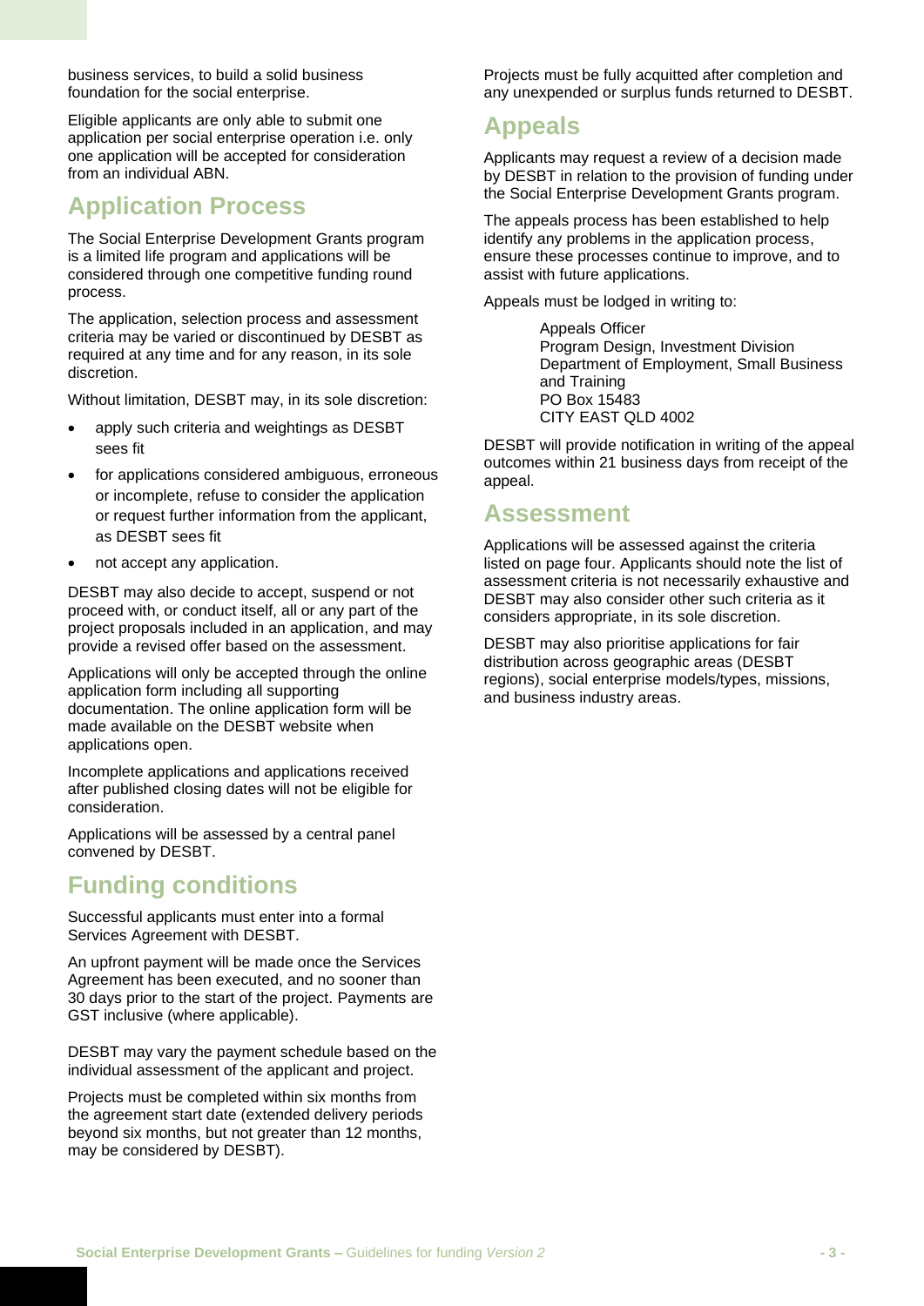business services, to build a solid business foundation for the social enterprise.

Eligible applicants are only able to submit one application per social enterprise operation i.e. only one application will be accepted for consideration from an individual ABN.

## Application Process

The Social Enterprise Development Grants program is a limited life program and applications will be considered through one competitive funding round process.

The application, selection process and assessment criteria may be varied or discontinued by DESBT as required at any time and for any reason, in its sole discretion.

Without limitation, DESBT may, in its sole discretion:

- apply such criteria and weightings as DESBT sees fit
- for applications considered ambiguous, erroneous or incomplete, refuse to consider the application or request further information from the applicant, as DESBT sees fit
- not accept any application.

DESBT may also decide to accept, suspend or not proceed with, or conduct itself, all or any part of the project proposals included in an application, and may provide a revised offer based on the assessment.

Applications will only be accepted through the online application form including all supporting documentation. The online application form will be made available on the DESBT website when applications open.

Incomplete applications and applications received after published closing dates will not be eligible for consideration.

Applications will be assessed by a central panel convened by DESBT.

## Funding conditions

Successful applicants must enter into a formal Services Agreement with DESBT.

An upfront payment will be made once the Services Agreement has been executed, and no sooner than 30 days prior to the start of the project. Payments are GST inclusive (where applicable).

DESBT may vary the payment schedule based on the individual assessment of the applicant and project.

Projects must be completed within six months from the agreement start date (extended delivery periods beyond six months, but not greater than 12 months, may be considered by DESBT).

Projects must be fully acquitted after completion and any unexpended or surplus funds returned to DESBT.

## Appeals

Applicants may request a review of a decision made by DESBT in relation to the provision of funding under the Social Enterprise Development Grants program.

The appeals process has been established to help identify any problems in the application process, ensure these processes continue to improve, and to assist with future applications.

Appeals must be lodged in writing to:

Appeals Officer
Program Design, Investment Division
Department of Employment, Small Business and Training
PO Box 15483
CITY EAST QLD 4002

DESBT will provide notification in writing of the appeal outcomes within 21 business days from receipt of the appeal.

## Assessment

Applications will be assessed against the criteria listed on page four. Applicants should note the list of assessment criteria is not necessarily exhaustive and DESBT may also consider other such criteria as it considers appropriate, in its sole discretion.

DESBT may also prioritise applications for fair distribution across geographic areas (DESBT regions), social enterprise models/types, missions, and business industry areas.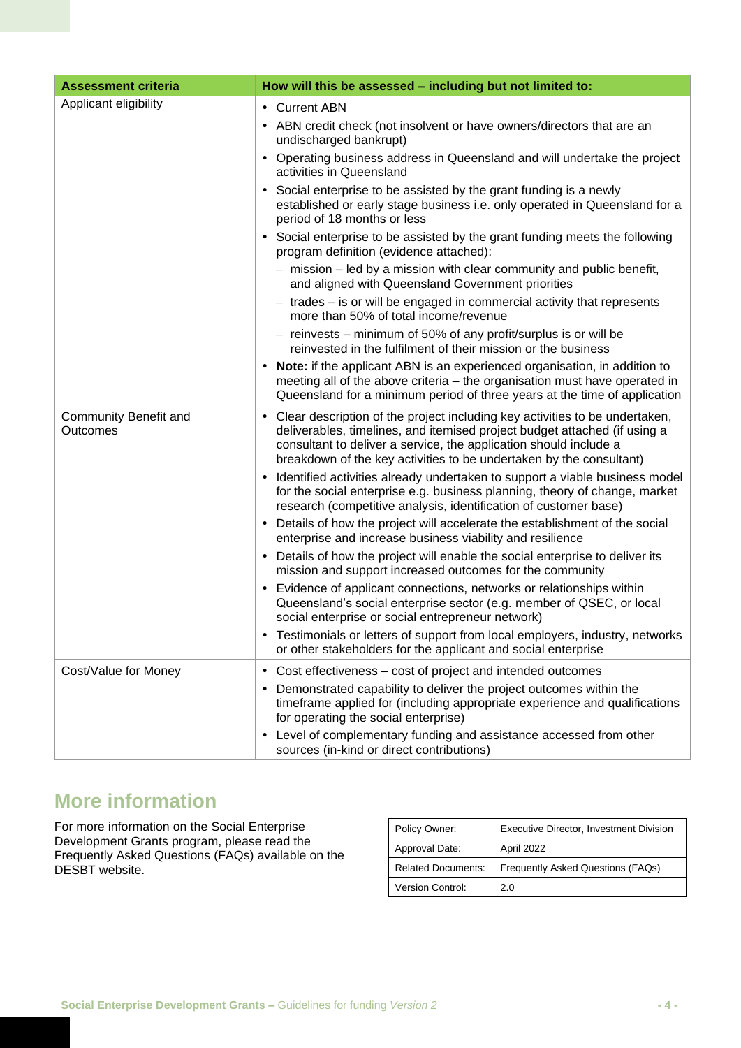| Assessment criteria | How will this be assessed – including but not limited to: |
|---|---|
| Applicant eligibility | • Current ABN<br>• ABN credit check (not insolvent or have owners/directors that are an undischarged bankrupt)<br>• Operating business address in Queensland and will undertake the project activities in Queensland<br>• Social enterprise to be assisted by the grant funding is a newly established or early stage business i.e. only operated in Queensland for a period of 18 months or less<br>• Social enterprise to be assisted by the grant funding meets the following program definition (evidence attached):<br>  – mission – led by a mission with clear community and public benefit, and aligned with Queensland Government priorities<br>  – trades – is or will be engaged in commercial activity that represents more than 50% of total income/revenue<br>  – reinvests – minimum of 50% of any profit/surplus is or will be reinvested in the fulfilment of their mission or the business<br>• **Note:** if the applicant ABN is an experienced organisation, in addition to meeting all of the above criteria – the organisation must have operated in Queensland for a minimum period of three years at the time of application |
| Community Benefit and Outcomes | • Clear description of the project including key activities to be undertaken, deliverables, timelines, and itemised project budget attached (if using a consultant to deliver a service, the application should include a breakdown of the key activities to be undertaken by the consultant)<br>• Identified activities already undertaken to support a viable business model for the social enterprise e.g. business planning, theory of change, market research (competitive analysis, identification of customer base)<br>• Details of how the project will accelerate the establishment of the social enterprise and increase business viability and resilience<br>• Details of how the project will enable the social enterprise to deliver its mission and support increased outcomes for the community<br>• Evidence of applicant connections, networks or relationships within Queensland's social enterprise sector (e.g. member of QSEC, or local social enterprise or social entrepreneur network)<br>• Testimonials or letters of support from local employers, industry, networks or other stakeholders for the applicant and social enterprise |
| Cost/Value for Money | • Cost effectiveness – cost of project and intended outcomes<br>• Demonstrated capability to deliver the project outcomes within the timeframe applied for (including appropriate experience and qualifications for operating the social enterprise)<br>• Level of complementary funding and assistance accessed from other sources (in-kind or direct contributions) |

## More information

For more information on the Social Enterprise Development Grants program, please read the Frequently Asked Questions (FAQs) available on the DESBT website.

| | |
|---|---|
| Policy Owner: | Executive Director, Investment Division |
| Approval Date: | April 2022 |
| Related Documents: | Frequently Asked Questions (FAQs) |
| Version Control: | 2.0 |